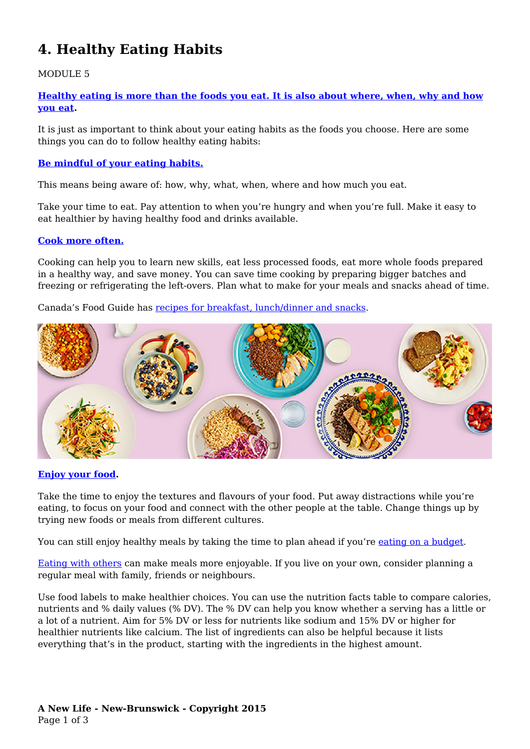# 4. Healthy Eating Habits

MODULE 5

**Healthy eating is more than the foods you eat. It is also about where, when, why and how you eat.**

It is just as important to think about your eating habits as the foods you choose. Here are some things you can do to follow healthy eating habits:

**Be mindful of your eating habits.**

This means being aware of: how, why, what, when, where and how much you eat.

Take your time to eat. Pay attention to when you're hungry and when you're full. Make it easy to eat healthier by having healthy food and drinks available.

**Cook more often.**

Cooking can help you to learn new skills, eat less processed foods, eat more whole foods prepared in a healthy way, and save money. You can save time cooking by preparing bigger batches and freezing or refrigerating the left-overs. Plan what to make for your meals and snacks ahead of time.

Canada's Food Guide has recipes for breakfast, lunch/dinner and snacks.

**Enjoy your food.**

Take the time to enjoy the textures and flavours of your food. Put away distractions while you're eating, to focus on your food and connect with the other people at the table. Change things up by trying new foods or meals from different cultures.

You can still enjoy healthy meals by taking the time to plan ahead if you're eating on a budget.

Eating with others can make meals more enjoyable. If you live on your own, consider planning a regular meal with family, friends or neighbours.

Use food labels to make healthier choices. You can use the nutrition facts table to compare calories, nutrients and % daily values (% DV). The % DV can help you know whether a serving has a little or a lot of a nutrient. Aim for 5% DV or less for nutrients like sodium and 15% DV or higher for healthier nutrients like calcium. The list of ingredients can also be helpful because it lists everything that's in the product, starting with the ingredients in the highest amount.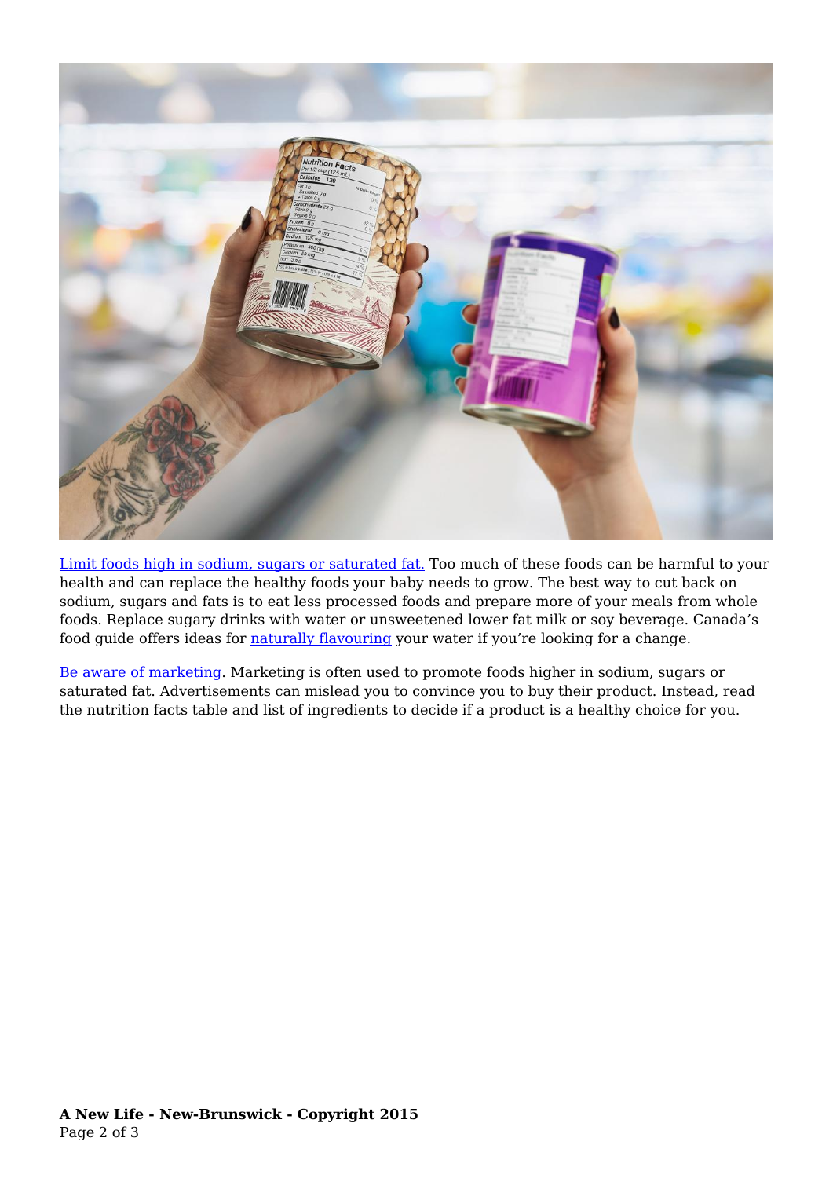Limit foods high in sodium, sugars or saturated fat. Too much of these foods can be harmful to your health and can replace the healthy foods your baby needs to grow. The best way to cut back on sodium, sugars and fats is to eat less processed foods and prepare more of your meals from whole foods. Replace sugary drinks with water or unsweetened lower fat milk or soy beverage. Canada's food guide offers ideas for naturally flavouring your water if you're looking for a change.

Be aware of marketing. Marketing is often used to promote foods higher in sodium, sugars or saturated fat. Advertisements can mislead you to convince you to buy their product. Instead, read the nutrition facts table and list of ingredients to decide if a product is a healthy choice for you.